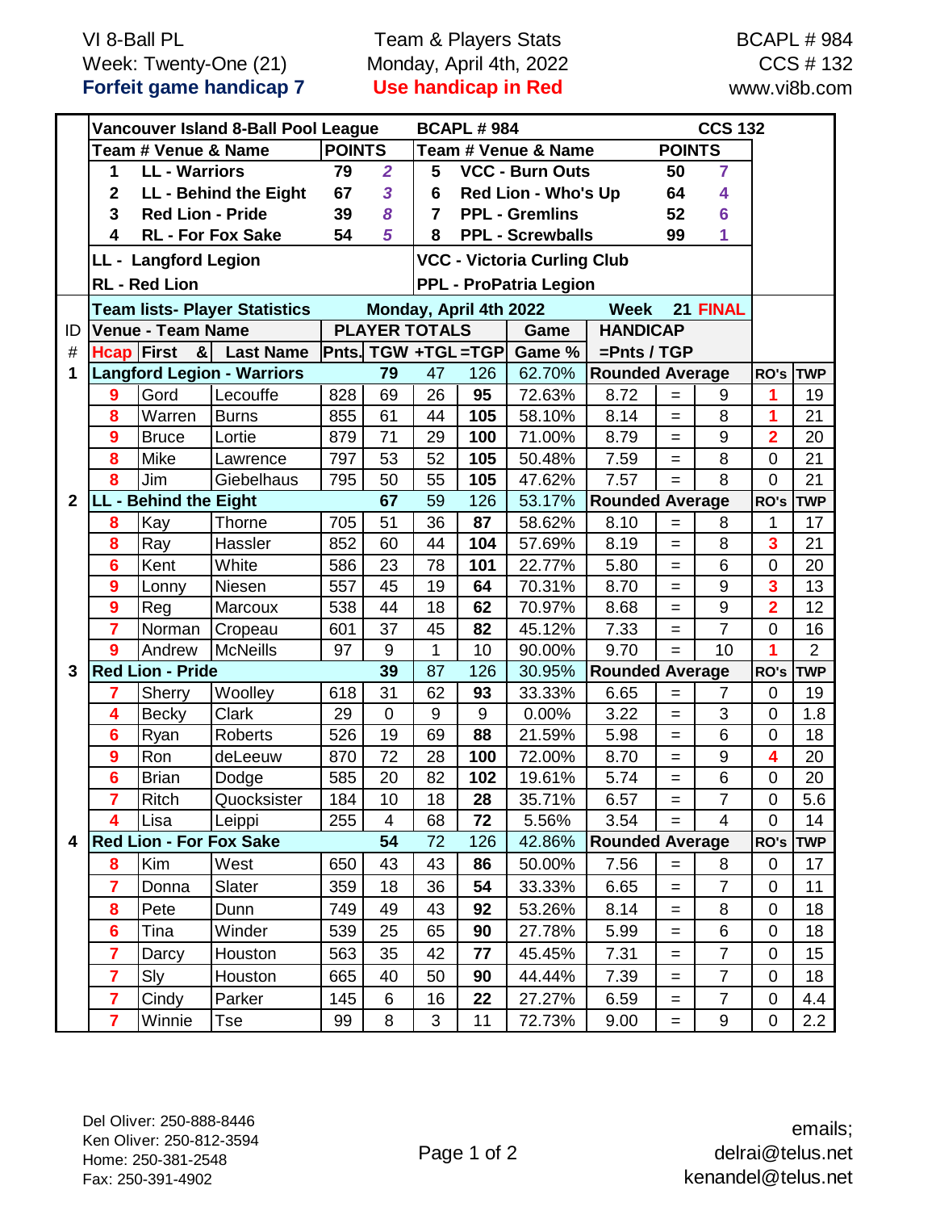VI 8-Ball PL
Week: Twenty-One (21)
**Forfeit game handicap 7**

Team & Players Stats
Monday, April 4th, 2022
**Use handicap in Red**

BCAPL # 984
CCS # 132
www.vi8b.com

**Vancouver Island 8-Ball Pool League** — **BCAPL # 984** — **CCS 132**

| Team # | Venue & Name | POINTS | | Team # | Venue & Name | POINTS | |
|---|---|---|---|---|---|---|---|
| 1 | LL - Warriors | 79 | 2 | 5 | VCC - Burn Outs | 50 | 7 |
| 2 | LL - Behind the Eight | 67 | 3 | 6 | Red Lion - Who's Up | 64 | 4 |
| 3 | Red Lion - Pride | 39 | 8 | 7 | PPL - Gremlins | 52 | 6 |
| 4 | RL - For Fox Sake | 54 | 5 | 8 | PPL - Screwballs | 99 | 1 |

**LL - Langford Legion**
**RL - Red Lion**
**VCC - Victoria Curling Club**
**PPL - ProPatria Legion**

**Team lists- Player Statistics — Monday, April 4th 2022 — Week 21 FINAL**

| ID # | Hcap | First | Last Name | Pnts. | TGW | +TGL | =TGP | Game % | HANDICAP =Pnts / TGP | | | RO's | TWP |
|---|---|---|---|---|---|---|---|---|---|---|---|---|---|
| **1** | **Langford Legion - Warriors** | | | | **79** | 47 | 126 | 62.70% | **Rounded Average** | | | **RO's** | **TWP** |
| | 9 | Gord | Lecouffe | 828 | 69 | 26 | **95** | 72.63% | 8.72 | = | 9 | 1 | 19 |
| | 8 | Warren | Burns | 855 | 61 | 44 | **105** | 58.10% | 8.14 | = | 8 | 1 | 21 |
| | 9 | Bruce | Lortie | 879 | 71 | 29 | **100** | 71.00% | 8.79 | = | 9 | 2 | 20 |
| | 8 | Mike | Lawrence | 797 | 53 | 52 | **105** | 50.48% | 7.59 | = | 8 | 0 | 21 |
| | 8 | Jim | Giebelhaus | 795 | 50 | 55 | **105** | 47.62% | 7.57 | = | 8 | 0 | 21 |
| **2** | **LL - Behind the Eight** | | | | **67** | 59 | 126 | 53.17% | **Rounded Average** | | | **RO's** | **TWP** |
| | 8 | Kay | Thorne | 705 | 51 | 36 | **87** | 58.62% | 8.10 | = | 8 | 1 | 17 |
| | 8 | Ray | Hassler | 852 | 60 | 44 | **104** | 57.69% | 8.19 | = | 8 | 3 | 21 |
| | 6 | Kent | White | 586 | 23 | 78 | **101** | 22.77% | 5.80 | = | 6 | 0 | 20 |
| | 9 | Lonny | Niesen | 557 | 45 | 19 | **64** | 70.31% | 8.70 | = | 9 | 3 | 13 |
| | 9 | Reg | Marcoux | 538 | 44 | 18 | **62** | 70.97% | 8.68 | = | 9 | 2 | 12 |
| | 7 | Norman | Cropeau | 601 | 37 | 45 | **82** | 45.12% | 7.33 | = | 7 | 0 | 16 |
| | 9 | Andrew | McNeills | 97 | 9 | 1 | **10** | 90.00% | 9.70 | = | 10 | 1 | 2 |
| **3** | **Red Lion - Pride** | | | | **39** | 87 | 126 | 30.95% | **Rounded Average** | | | **RO's** | **TWP** |
| | 7 | Sherry | Woolley | 618 | 31 | 62 | **93** | 33.33% | 6.65 | = | 7 | 0 | 19 |
| | 4 | Becky | Clark | 29 | 0 | 9 | 9 | 0.00% | 3.22 | = | 3 | 0 | 1.8 |
| | 6 | Ryan | Roberts | 526 | 19 | 69 | **88** | 21.59% | 5.98 | = | 6 | 0 | 18 |
| | 9 | Ron | deLeeuw | 870 | 72 | 28 | **100** | 72.00% | 8.70 | = | 9 | 4 | 20 |
| | 6 | Brian | Dodge | 585 | 20 | 82 | **102** | 19.61% | 5.74 | = | 6 | 0 | 20 |
| | 7 | Ritch | Quocksister | 184 | 10 | 18 | **28** | 35.71% | 6.57 | = | 7 | 0 | 5.6 |
| | 4 | Lisa | Leippi | 255 | 4 | 68 | **72** | 5.56% | 3.54 | = | 4 | 0 | 14 |
| **4** | **Red Lion - For Fox Sake** | | | | **54** | 72 | 126 | 42.86% | **Rounded Average** | | | **RO's** | **TWP** |
| | 8 | Kim | West | 650 | 43 | 43 | **86** | 50.00% | 7.56 | = | 8 | 0 | 17 |
| | 7 | Donna | Slater | 359 | 18 | 36 | **54** | 33.33% | 6.65 | = | 7 | 0 | 11 |
| | 8 | Pete | Dunn | 749 | 49 | 43 | **92** | 53.26% | 8.14 | = | 8 | 0 | 18 |
| | 6 | Tina | Winder | 539 | 25 | 65 | **90** | 27.78% | 5.99 | = | 6 | 0 | 18 |
| | 7 | Darcy | Houston | 563 | 35 | 42 | **77** | 45.45% | 7.31 | = | 7 | 0 | 15 |
| | 7 | Sly | Houston | 665 | 40 | 50 | **90** | 44.44% | 7.39 | = | 7 | 0 | 18 |
| | 7 | Cindy | Parker | 145 | 6 | 16 | **22** | 27.27% | 6.59 | = | 7 | 0 | 4.4 |
| | 7 | Winnie | Tse | 99 | 8 | 3 | **11** | 72.73% | 9.00 | = | 9 | 0 | 2.2 |

Del Oliver: 250-888-8446
Ken Oliver: 250-812-3594
Home: 250-381-2548
Fax: 250-391-4902

emails;
delrai@telus.net
kenandel@telus.net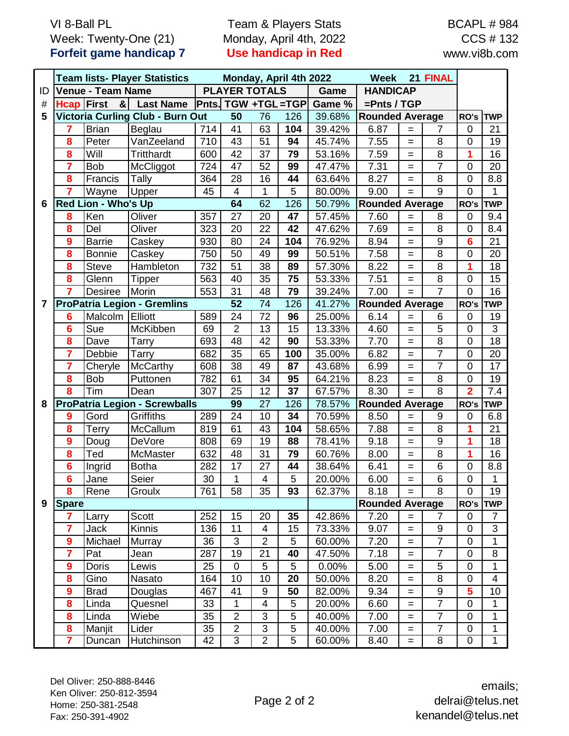VI 8-Ball PL
Week: Twenty-One (21)
**Forfeit game handicap 7**

Team & Players Stats
Monday, April 4th, 2022
**Use handicap in Red**

BCAPL # 984
CCS # 132
www.vi8b.com

| ID | Team lists- Player Statistics | | | Monday, April 4th 2022 | | | | | Week 21 FINAL | | | | |
|---|---|---|---|---|---|---|---|---|---|---|---|---|---|
| ID | Venue - Team Name | | | PLAYER TOTALS | | | | Game | HANDICAP | | | | |
| # | Hcap | First & | Last Name | Pnts. | TGW | +TGL | =TGP | Game % | =Pnts / TGP | | | | |
| 5 | Victoria Curling Club - Burn Out | | | | 50 | 76 | 126 | 39.68% | Rounded Average | | | RO's | TWP |
| | 7 | Brian | Beglau | 714 | 41 | 63 | 104 | 39.42% | 6.87 | = | 7 | 0 | 21 |
| | 8 | Peter | VanZeeland | 710 | 43 | 51 | 94 | 45.74% | 7.55 | = | 8 | 0 | 19 |
| | 8 | Will | Tritthardt | 600 | 42 | 37 | 79 | 53.16% | 7.59 | = | 8 | 1 | 16 |
| | 7 | Bob | McCliggot | 724 | 47 | 52 | 99 | 47.47% | 7.31 | = | 7 | 0 | 20 |
| | 8 | Francis | Tally | 364 | 28 | 16 | 44 | 63.64% | 8.27 | = | 8 | 0 | 8.8 |
| | 7 | Wayne | Upper | 45 | 4 | 1 | 5 | 80.00% | 9.00 | = | 9 | 0 | 1 |
| 6 | Red Lion - Who's Up | | | | 64 | 62 | 126 | 50.79% | Rounded Average | | | RO's | TWP |
| | 8 | Ken | Oliver | 357 | 27 | 20 | 47 | 57.45% | 7.60 | = | 8 | 0 | 9.4 |
| | 8 | Del | Oliver | 323 | 20 | 22 | 42 | 47.62% | 7.69 | = | 8 | 0 | 8.4 |
| | 9 | Barrie | Caskey | 930 | 80 | 24 | 104 | 76.92% | 8.94 | = | 9 | 6 | 21 |
| | 8 | Bonnie | Caskey | 750 | 50 | 49 | 99 | 50.51% | 7.58 | = | 8 | 0 | 20 |
| | 8 | Steve | Hambleton | 732 | 51 | 38 | 89 | 57.30% | 8.22 | = | 8 | 1 | 18 |
| | 8 | Glenn | Tipper | 563 | 40 | 35 | 75 | 53.33% | 7.51 | = | 8 | 0 | 15 |
| | 7 | Desiree | Morin | 553 | 31 | 48 | 79 | 39.24% | 7.00 | = | 7 | 0 | 16 |
| 7 | ProPatria Legion - Gremlins | | | | 52 | 74 | 126 | 41.27% | Rounded Average | | | RO's | TWP |
| | 6 | Malcolm | Elliott | 589 | 24 | 72 | 96 | 25.00% | 6.14 | = | 6 | 0 | 19 |
| | 6 | Sue | McKibben | 69 | 2 | 13 | 15 | 13.33% | 4.60 | = | 5 | 0 | 3 |
| | 8 | Dave | Tarry | 693 | 48 | 42 | 90 | 53.33% | 7.70 | = | 8 | 0 | 18 |
| | 7 | Debbie | Tarry | 682 | 35 | 65 | 100 | 35.00% | 6.82 | = | 7 | 0 | 20 |
| | 7 | Cheryle | McCarthy | 608 | 38 | 49 | 87 | 43.68% | 6.99 | = | 7 | 0 | 17 |
| | 8 | Bob | Puttonen | 782 | 61 | 34 | 95 | 64.21% | 8.23 | = | 8 | 0 | 19 |
| | 8 | Tim | Dean | 307 | 25 | 12 | 37 | 67.57% | 8.30 | = | 8 | 2 | 7.4 |
| 8 | ProPatria Legion - Screwballs | | | | 99 | 27 | 126 | 78.57% | Rounded Average | | | RO's | TWP |
| | 9 | Gord | Griffiths | 289 | 24 | 10 | 34 | 70.59% | 8.50 | = | 9 | 0 | 6.8 |
| | 8 | Terry | McCallum | 819 | 61 | 43 | 104 | 58.65% | 7.88 | = | 8 | 1 | 21 |
| | 9 | Doug | DeVore | 808 | 69 | 19 | 88 | 78.41% | 9.18 | = | 9 | 1 | 18 |
| | 8 | Ted | McMaster | 632 | 48 | 31 | 79 | 60.76% | 8.00 | = | 8 | 1 | 16 |
| | 6 | Ingrid | Botha | 282 | 17 | 27 | 44 | 38.64% | 6.41 | = | 6 | 0 | 8.8 |
| | 6 | Jane | Seier | 30 | 1 | 4 | 5 | 20.00% | 6.00 | = | 6 | 0 | 1 |
| | 8 | Rene | Groulx | 761 | 58 | 35 | 93 | 62.37% | 8.18 | = | 8 | 0 | 19 |
| 9 | Spare | | | | | | | | Rounded Average | | | RO's | TWP |
| | 7 | Larry | Scott | 252 | 15 | 20 | 35 | 42.86% | 7.20 | = | 7 | 0 | 7 |
| | 7 | Jack | Kinnis | 136 | 11 | 4 | 15 | 73.33% | 9.07 | = | 9 | 0 | 3 |
| | 9 | Michael | Murray | 36 | 3 | 2 | 5 | 60.00% | 7.20 | = | 7 | 0 | 1 |
| | 7 | Pat | Jean | 287 | 19 | 21 | 40 | 47.50% | 7.18 | = | 7 | 0 | 8 |
| | 9 | Doris | Lewis | 25 | 0 | 5 | 5 | 0.00% | 5.00 | = | 5 | 0 | 1 |
| | 8 | Gino | Nasato | 164 | 10 | 10 | 20 | 50.00% | 8.20 | = | 8 | 0 | 4 |
| | 9 | Brad | Douglas | 467 | 41 | 9 | 50 | 82.00% | 9.34 | = | 9 | 5 | 10 |
| | 8 | Linda | Quesnel | 33 | 1 | 4 | 5 | 20.00% | 6.60 | = | 7 | 0 | 1 |
| | 8 | Linda | Wiebe | 35 | 2 | 3 | 5 | 40.00% | 7.00 | = | 7 | 0 | 1 |
| | 8 | Manjit | Lider | 35 | 2 | 3 | 5 | 40.00% | 7.00 | = | 7 | 0 | 1 |
| | 7 | Duncan | Hutchinson | 42 | 3 | 2 | 5 | 60.00% | 8.40 | = | 8 | 0 | 1 |

Del Oliver: 250-888-8446
Ken Oliver: 250-812-3594
Home: 250-381-2548
Fax: 250-391-4902

emails;
delrai@telus.net
kenandel@telus.net